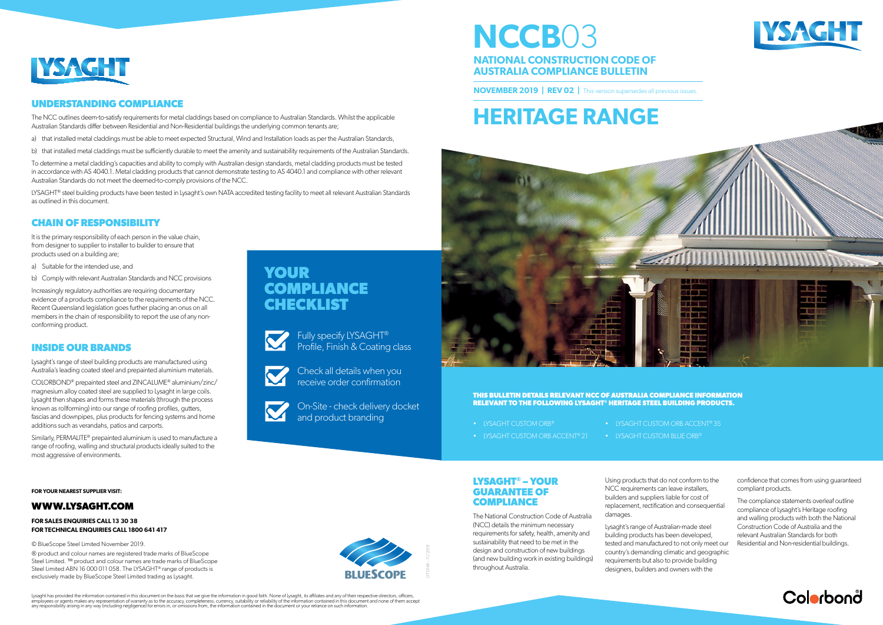# NCCB03

## NATIONAL CONSTRUCTION CODE OF AUSTRALIA COMPLIANCE BULLETIN

**NOVEMBER 2019 | REV 02 |** This version supersedes all previous issues.

# HERITAGE RANGE

**THIS BULLETIN DETAILS RELEVANT NCC OF AUSTRALIA COMPLIANCE INFORMATION RELEVANT TO THE FOLLOWING LYSAGHT® HERITAGE STEEL BUILDING PRODUCTS.**

- LYSAGHT CUSTOM ORB®
- LYSAGHT CUSTOM ORB ACCENT® 21
- LYSAGHT CUSTOM ORB ACCENT® 35
- LYSAGHT CUSTOM BLUE ORB®

## LYSAGHT® – YOUR GUARANTEE OF COMPLIANCE

The National Construction Code of Australia (NCC) details the minimum necessary requirements for safety, health, amenity and sustainability that need to be met in the design and construction of new buildings (and new building work in existing buildings) throughout Australia.

Using products that do not conform to the NCC requirements can leave installers, builders and suppliers liable for cost of replacement, rectification and consequential damages.

Lysaght's range of Australian-made steel building products has been developed, tested and manufactured to not only meet our country's demanding climatic and geographic requirements but also to provide building designers, builders and owners with the confidence that comes from using guaranteed compliant products.

The compliance statements overleaf outline compliance of Lysaght's Heritage roofing and walling products with both the National Construction Code of Australia and the relevant Australian Standards for both Residential and Non-residential buildings.

## UNDERSTANDING COMPLIANCE

The NCC outlines deem-to-satisfy requirements for metal claddings based on compliance to Australian Standards. Whilst the applicable Australian Standards differ between Residential and Non-Residential buildings the underlying common tenants are;

a) that installed metal claddings must be able to meet expected Structural, Wind and Installation loads as per the Australian Standards,

b) that installed metal claddings must be sufficiently durable to meet the amenity and sustainability requirements of the Australian Standards.

To determine a metal cladding's capacities and ability to comply with Australian design standards, metal cladding products must be tested in accordance with AS 4040.1. Metal cladding products that cannot demonstrate testing to AS 4040.1 and compliance with other relevant Australian Standards do not meet the deemed-to-comply provisions of the NCC.

LYSAGHT® steel building products have been tested in Lysaght's own NATA accredited testing facility to meet all relevant Australian Standards as outlined in this document.

## CHAIN OF RESPONSIBILITY

It is the primary responsibility of each person in the value chain, from designer to supplier to installer to builder to ensure that products used on a building are;

a) Suitable for the intended use, and

b) Comply with relevant Australian Standards and NCC provisions

Increasingly regulatory authorities are requiring documentary evidence of a products compliance to the requirements of the NCC. Recent Queensland legislation goes further placing an onus on all members in the chain of responsibility to report the use of any non-conforming product.

## INSIDE OUR BRANDS

Lysaght's range of steel building products are manufactured using Australia's leading coated steel and prepainted aluminium materials.

COLORBOND® prepainted steel and ZINCALUME® aluminium/zinc/magnesium alloy coated steel are supplied to Lysaght in large coils. Lysaght then shapes and forms these materials (through the process known as rollforming) into our range of roofing profiles, gutters, fascias and downpipes, plus products for fencing systems and home additions such as verandahs, patios and carports.

Similarly, PERMALITE® prepainted aluminium is used to manufacture a range of roofing, walling and structural products ideally suited to the most aggressive of environments.

## YOUR COMPLIANCE CHECKLIST

- Fully specify LYSAGHT® Profile, Finish & Coating class
- Check all details when you receive order confirmation
- On-Site - check delivery docket and product branding

**FOR YOUR NEAREST SUPPLIER VISIT:**

## WWW.LYSAGHT.COM

**FOR SALES ENQUIRIES CALL 13 30 38**
**FOR TECHNICAL ENQUIRIES CALL 1800 641 417**

© BlueScope Steel Limited November 2019.

® product and colour names are registered trade marks of BlueScope Steel Limited. ™ product and colour names are trade marks of BlueScope Steel Limited ABN 16 000 011 058. The LYSAGHT® range of products is exclusively made by BlueScope Steel Limited trading as Lysaght.

LYT0148 - 11/2019

Lysaght has provided the information contained in this document on the basis that we give the information in good faith. None of Lysaght, its affiliates and any of their respective directors, officers, employees or agents makes any representation of warranty as to the accuracy, completeness, currency, suitability or reliability of the information contained in this document and none of them accept any responsibility arising in any way (including negligence) for errors in, or omissions from, the information contained in the document or your reliance on such information.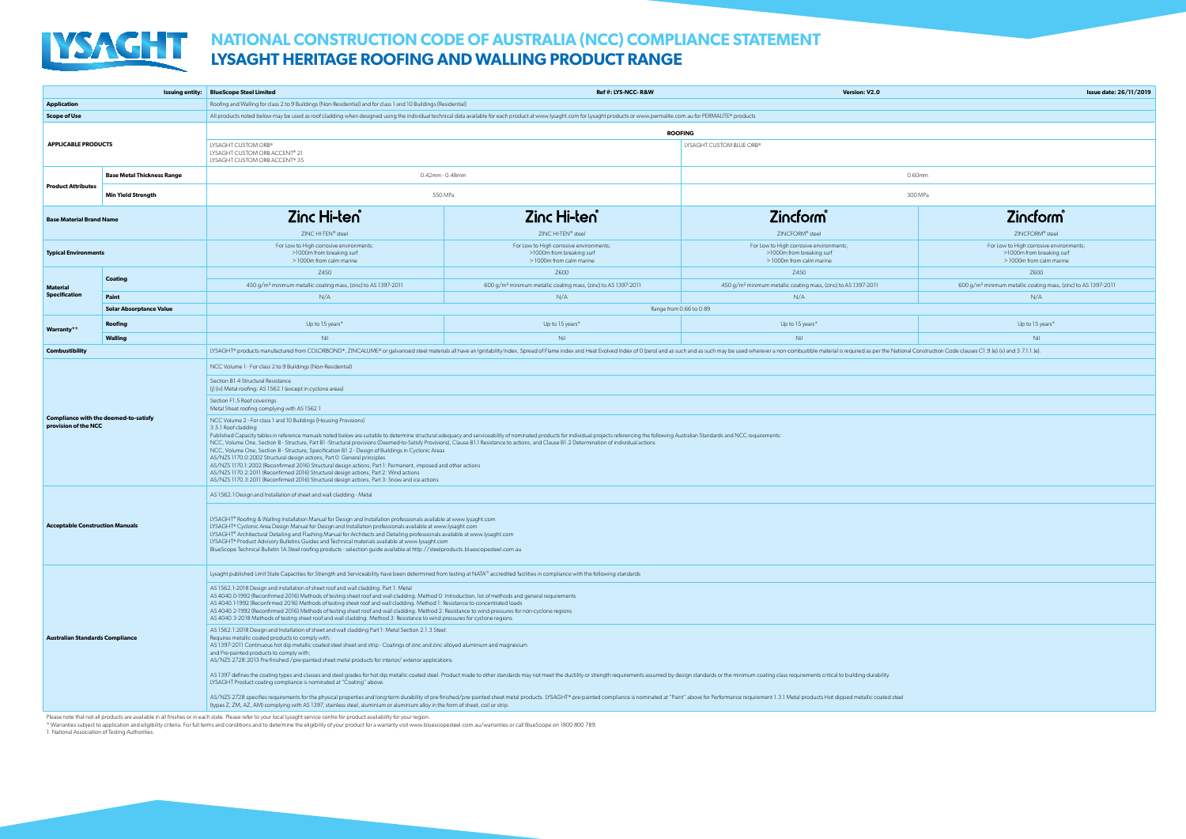# NATIONAL CONSTRUCTION CODE OF AUSTRALIA (NCC) COMPLIANCE STATEMENT

## LYSAGHT HERITAGE ROOFING AND WALLING PRODUCT RANGE

| | | | | | |
|---|---|---|---|---|---|
| **Issuing entity:** | | **BlueScope Steel Limited** | **Ref #: LYS-NCC-R&W** | **Version: V2.0** | **Issue date: 26/11/2019** |
| **Application** | | Roofing and Walling for class 2 to 9 Buildings (Non-Residential) and for class 1 and 10 Buildings (Residential) | | | |
| **Scope of Use** | | All products noted below may be used as roof cladding when designed using the individual technical data available for each product at www.lysaght.com for Lysaght products or www.permalite.com.au for PERMALITE® products | | | |
| **APPLICABLE PRODUCTS** | | **ROOFING** | | | |
| | | LYSAGHT CUSTOM ORB®<br>LYSAGHT CUSTOM ORB ACCENT® 21<br>LYSAGHT CUSTOM ORB ACCENT® 35 | | LYSAGHT CUSTOM BLUE ORB® | |
| **Product Attributes** | **Base Metal Thickness Range** | 0.42mm - 0.48mm | | 0.60mm | |
| | **Min Yield Strength** | 550 MPa | | 300 MPa | |
| **Base Material Brand Name** | | Zinc Hi-ten®<br>ZINC HI-TEN® steel | Zinc Hi-ten®<br>ZINC HI-TEN® steel | Zincform®<br>ZINCFORM® steel | Zincform®<br>ZINCFORM® steel |
| **Typical Environments** | | For Low to High corrosive environments;<br>>1000m from breaking surf<br>>1000m from calm marine | For Low to High corrosive environments;<br>>1000m from breaking surf<br>>1000m from calm marine | For Low to High corrosive environments;<br>>1000m from breaking surf<br>>1000m from calm marine | For Low to High corrosive environments;<br>>1000m from breaking surf<br>>1000m from calm marine |
| **Material Specification** | **Coating** | Z450<br>450 g/m² minimum metallic coating mass, (zinc) to AS 1397-2011 | Z600<br>600 g/m² minimum metallic coating mass, (zinc) to AS 1397-2011 | Z450<br>450 g/m² minimum metallic coating mass, (zinc) to AS 1397-2011 | Z600<br>600 g/m² minimum metallic coating mass, (zinc) to AS 1397-2011 |
| | **Paint** | N/A | N/A | N/A | N/A |
| | **Solar Absorptance Value** | Range from 0.66 to 0.89 | | | |
| **Warranty\*\*** | **Roofing** | Up to 15 years* | Up to 15 years* | Up to 15 years* | Up to 15 years* |
| | **Walling** | Nil | Nil | Nil | Nil |
| **Combustibility** | | LYSAGHT® products manufactured from COLORBOND®, ZINCALUME® or galvanised steel materials all have an Ignitability Index, Spread of Flame index and Heat Evolved Index of 0 (zero) and as such and as such may be used wherever a non-combustible material is required as per the National Construction Code clauses C1.9 (e) (v) and 3.7.1.1 (e). | | | |
| **Compliance with the deemed-to-satisfy provision of the NCC** | | NCC Volume 1 - For class 2 to 9 Buildings (Non-Residential)<br><br>Section B1.4 Structural Resistance<br>(j) (iv) Metal roofing: AS 1562.1 (except in cyclone areas)<br><br>Section F1.5 Roof coverings<br>Metal Sheet roofing complying with AS 1562.1<br><br>NCC Volume 2 - For class 1 and 10 Buildings (Housing Provisions)<br>3.5.1 Roof cladding<br>Published Capacity tables in reference manuals noted below are suitable to determine structural adequacy and serviceability of nominated products for individual projects referencing the following Australian Standards and NCC requirements:<br>NCC, Volume One, Section B - Structure, Part B1 -Structural provisions (Deemed-to-Satisfy Provisions), Clause B1.1 Resistance to actions, and Clause B1.2 Determination of individual actions<br>NCC, Volume One, Section B - Structure, Specification B1.2 - Design of Buildings in Cyclonic Areas<br>AS/NZS 1170.0:2002 Structural design actions, Part 0 : General principles<br>AS/NZS 1170.1:2002 (Reconfirmed 2016) Structural design actions, Part 1: Permanent, imposed and other actions<br>AS/NZS 1170.2:2011 (Reconfirmed 2016) Structural design actions, Part 2: Wind actions<br>AS/NZS 1170.3:2011 (Reconfirmed 2016) Structural design actions, Part 3: Snow and ice actions | | | |
| **Acceptable Construction Manuals** | | AS 1562.1 Design and Installation of sheet and wall cladding - Metal<br><br>LYSAGHT® Roofing & Walling Installation Manual for Design and Installation professionals available at www.lysaght.com<br>LYSAGHT® Cyclonic Area Design Manual for Design and Installation professionals available at www.lysaght.com<br>LYSAGHT® Architectural Detailing and Flashing Manual for Architects and Detailing professionals available at www.lysaght.com<br>LYSAGHT® Product Advisory Bulletins Guides and Technical materials available at www.lysaght.com<br>BlueScope Technical Bulletin 1A Steel roofing products - selection guide available at http://steelproducts.bluescopesteel.com.au | | | |
| **Australian Standards Compliance** | | Lysaght published Limit State Capacities for Strength and Serviceability have been determined from testing at NATA[1] accredited facilities in compliance with the following standards<br><br>AS 1562.1-2018 Design and installation of sheet roof and wall cladding. Part 1: Metal<br>AS 4040.0-1992 (Reconfirmed 2016) Methods of testing sheet roof and wall cladding. Method 0: Introduction, list of methods and general requirements<br>AS 4040.1-1992 (Reconfirmed 2016) Methods of testing sheet roof and wall cladding. Method 1: Resistance to concentrated loads<br>AS 4040.2-1992 (Reconfirmed 2016) Methods of testing sheet roof and wall cladding. Method 2: Resistance to wind pressures for non-cyclone regions<br>AS 4040.3-2018 Methods of testing sheet roof and wall cladding. Method 3: Resistance to wind pressures for cyclone regions<br><br>AS 1562.1:2018 Design and Installation of sheet and wall cladding Part 1: Metal Section 2.1.3 Steel:<br>Requires metallic coated products to comply with;<br>AS 1397-2011 Continuous hot dip metallic coated steel sheet and strip - Coatings of zinc and zinc alloyed aluminium and magnesium<br>and Pre-painted products to comply with;<br>AS/NZS 2728:2013 Pre-finished / pre-painted sheet metal products for interior/ exterior applications<br><br>AS 1397 defines the coating types and classes and steel grades for hot dip metallic coated steel. Product made to other standards may not meet the ductility or strength requirements assumed by design standards or the minimum coating class requirements critical to building durability.<br>LYSAGHT Product coating compliance is nominated at "Coating" above.<br><br>AS/NZS 2728 specifies requirements for the physical properties and long-term durability of pre-finished/pre-painted sheet metal products. LYSAGHT® pre-painted compliance is nominated at "Paint" above for Performance requirement 1.3.1 Metal products Hot dipped metallic coated steel (types Z, ZM, AZ, AM) complying with AS 1397, stainless steel, aluminium or aluminium alloy in the form of sheet, coil or strip. | | | |

Please note that not all products are available in all finishes or in each state. Please refer to your local Lysaght service centre for product availability for your region.

\* Warranties subject to application and eligibility criteria. For full terms and conditions and to determine the eligibility of your product for a warranty visit www.bluescopesteel.com.au/warranties or call BlueScope on 1800 800 789.

1. National Association of Testing Authorities.